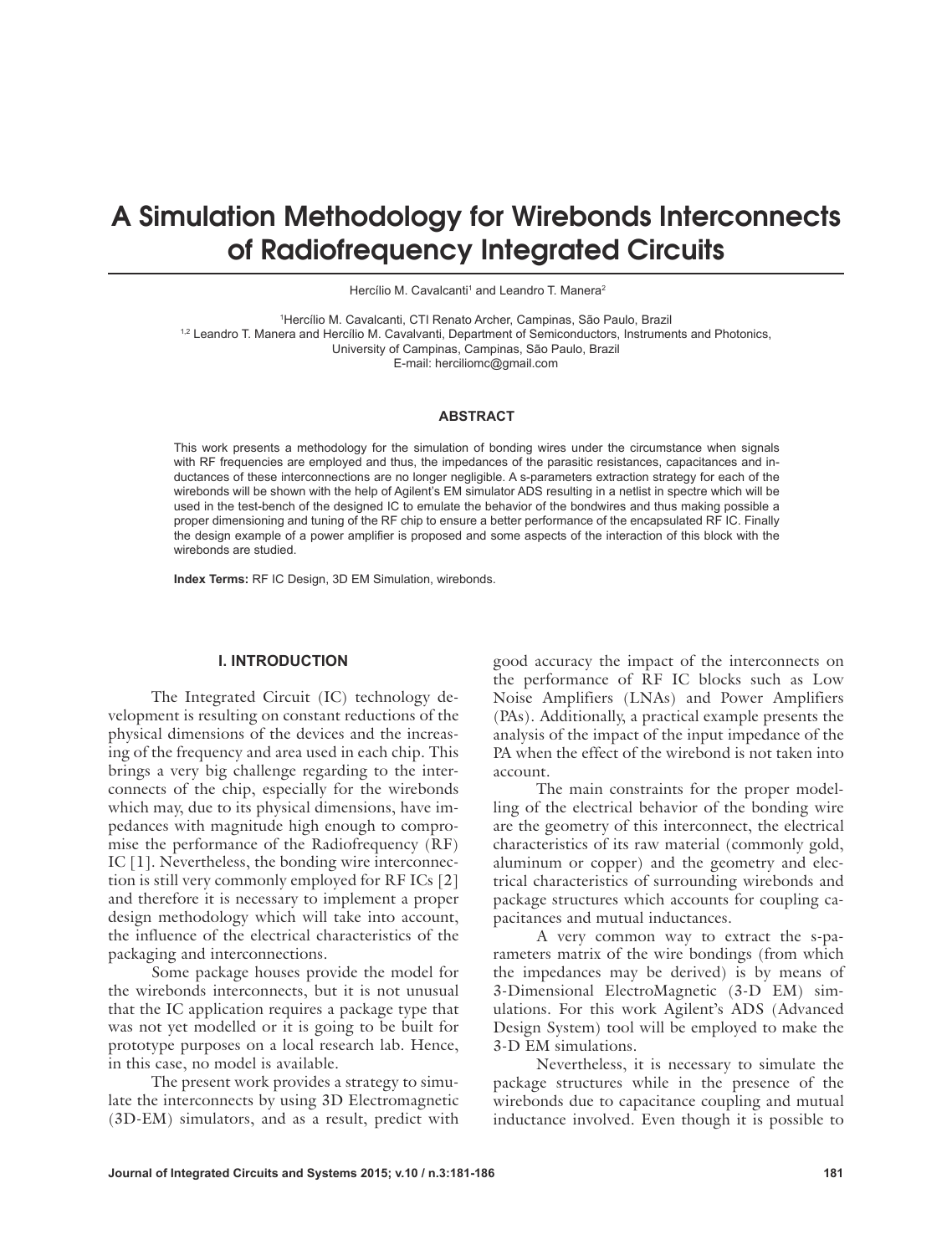# A Simulation Methodology for Wirebonds Interconnects of Radiofrequency Integrated Circuits

Hercílio M. Cavalcanti[1] and Leandro T. Manera[2]

[1]Hercílio M. Cavalcanti, CTI Renato Archer, Campinas, São Paulo, Brazil
[1,2] Leandro T. Manera and Hercílio M. Cavalvanti, Department of Semiconductors, Instruments and Photonics, University of Campinas, Campinas, São Paulo, Brazil
E-mail: herciliomc@gmail.com

### ABSTRACT

This work presents a methodology for the simulation of bonding wires under the circumstance when signals with RF frequencies are employed and thus, the impedances of the parasitic resistances, capacitances and inductances of these interconnections are no longer negligible. A s-parameters extraction strategy for each of the wirebonds will be shown with the help of Agilent's EM simulator ADS resulting in a netlist in spectre which will be used in the test-bench of the designed IC to emulate the behavior of the bondwires and thus making possible a proper dimensioning and tuning of the RF chip to ensure a better performance of the encapsulated RF IC. Finally the design example of a power amplifier is proposed and some aspects of the interaction of this block with the wirebonds are studied.

**Index Terms:** RF IC Design, 3D EM Simulation, wirebonds.

## I. INTRODUCTION

The Integrated Circuit (IC) technology development is resulting on constant reductions of the physical dimensions of the devices and the increasing of the frequency and area used in each chip. This brings a very big challenge regarding to the interconnects of the chip, especially for the wirebonds which may, due to its physical dimensions, have impedances with magnitude high enough to compromise the performance of the Radiofrequency (RF) IC [1]. Nevertheless, the bonding wire interconnection is still very commonly employed for RF ICs [2] and therefore it is necessary to implement a proper design methodology which will take into account, the influence of the electrical characteristics of the packaging and interconnections.

Some package houses provide the model for the wirebonds interconnects, but it is not unusual that the IC application requires a package type that was not yet modelled or it is going to be built for prototype purposes on a local research lab. Hence, in this case, no model is available.

The present work provides a strategy to simulate the interconnects by using 3D Electromagnetic (3D-EM) simulators, and as a result, predict with good accuracy the impact of the interconnects on the performance of RF IC blocks such as Low Noise Amplifiers (LNAs) and Power Amplifiers (PAs). Additionally, a practical example presents the analysis of the impact of the input impedance of the PA when the effect of the wirebond is not taken into account.

The main constraints for the proper modelling of the electrical behavior of the bonding wire are the geometry of this interconnect, the electrical characteristics of its raw material (commonly gold, aluminum or copper) and the geometry and electrical characteristics of surrounding wirebonds and package structures which accounts for coupling capacitances and mutual inductances.

A very common way to extract the s-parameters matrix of the wire bondings (from which the impedances may be derived) is by means of 3-Dimensional ElectroMagnetic (3-D EM) simulations. For this work Agilent's ADS (Advanced Design System) tool will be employed to make the 3-D EM simulations.

Nevertheless, it is necessary to simulate the package structures while in the presence of the wirebonds due to capacitance coupling and mutual inductance involved. Even though it is possible to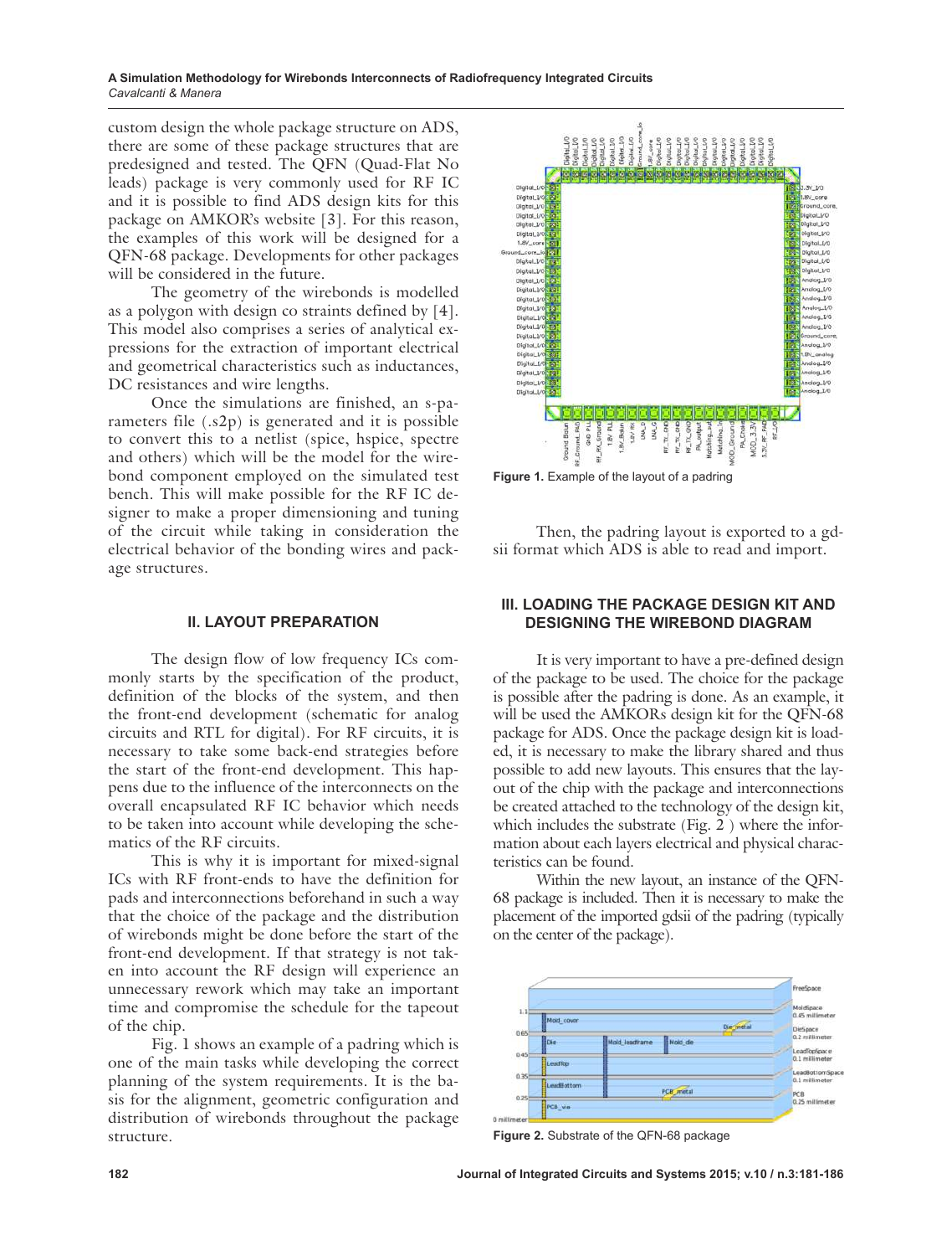custom design the whole package structure on ADS, there are some of these package structures that are predesigned and tested. The QFN (Quad-Flat No leads) package is very commonly used for RF IC and it is possible to find ADS design kits for this package on AMKOR's website [3]. For this reason, the examples of this work will be designed for a QFN-68 package. Developments for other packages will be considered in the future.

The geometry of the wirebonds is modelled as a polygon with design co straints defined by [4]. This model also comprises a series of analytical expressions for the extraction of important electrical and geometrical characteristics such as inductances, DC resistances and wire lengths.

Once the simulations are finished, an s-parameters file (.s2p) is generated and it is possible to convert this to a netlist (spice, hspice, spectre and others) which will be the model for the wirebond component employed on the simulated test bench. This will make possible for the RF IC designer to make a proper dimensioning and tuning of the circuit while taking in consideration the electrical behavior of the bonding wires and package structures.

## II. LAYOUT PREPARATION

The design flow of low frequency ICs commonly starts by the specification of the product, definition of the blocks of the system, and then the front-end development (schematic for analog circuits and RTL for digital). For RF circuits, it is necessary to take some back-end strategies before the start of the front-end development. This happens due to the influence of the interconnects on the overall encapsulated RF IC behavior which needs to be taken into account while developing the schematics of the RF circuits.

This is why it is important for mixed-signal ICs with RF front-ends to have the definition for pads and interconnections beforehand in such a way that the choice of the package and the distribution of wirebonds might be done before the start of the front-end development. If that strategy is not taken into account the RF design will experience an unnecessary rework which may take an important time and compromise the schedule for the tapeout of the chip.

Fig. 1 shows an example of a padring which is one of the main tasks while developing the correct planning of the system requirements. It is the basis for the alignment, geometric configuration and distribution of wirebonds throughout the package structure.

**Figure 1.** Example of the layout of a padring

Then, the padring layout is exported to a gdsii format which ADS is able to read and import.

## III. LOADING THE PACKAGE DESIGN KIT AND DESIGNING THE WIREBOND DIAGRAM

It is very important to have a pre-defined design of the package to be used. The choice for the package is possible after the padring is done. As an example, it will be used the AMKORs design kit for the QFN-68 package for ADS. Once the package design kit is loaded, it is necessary to make the library shared and thus possible to add new layouts. This ensures that the layout of the chip with the package and interconnections be created attached to the technology of the design kit, which includes the substrate (Fig. 2 ) where the information about each layers electrical and physical characteristics can be found.

Within the new layout, an instance of the QFN-68 package is included. Then it is necessary to make the placement of the imported gdsii of the padring (typically on the center of the package).

**Figure 2.** Substrate of the QFN-68 package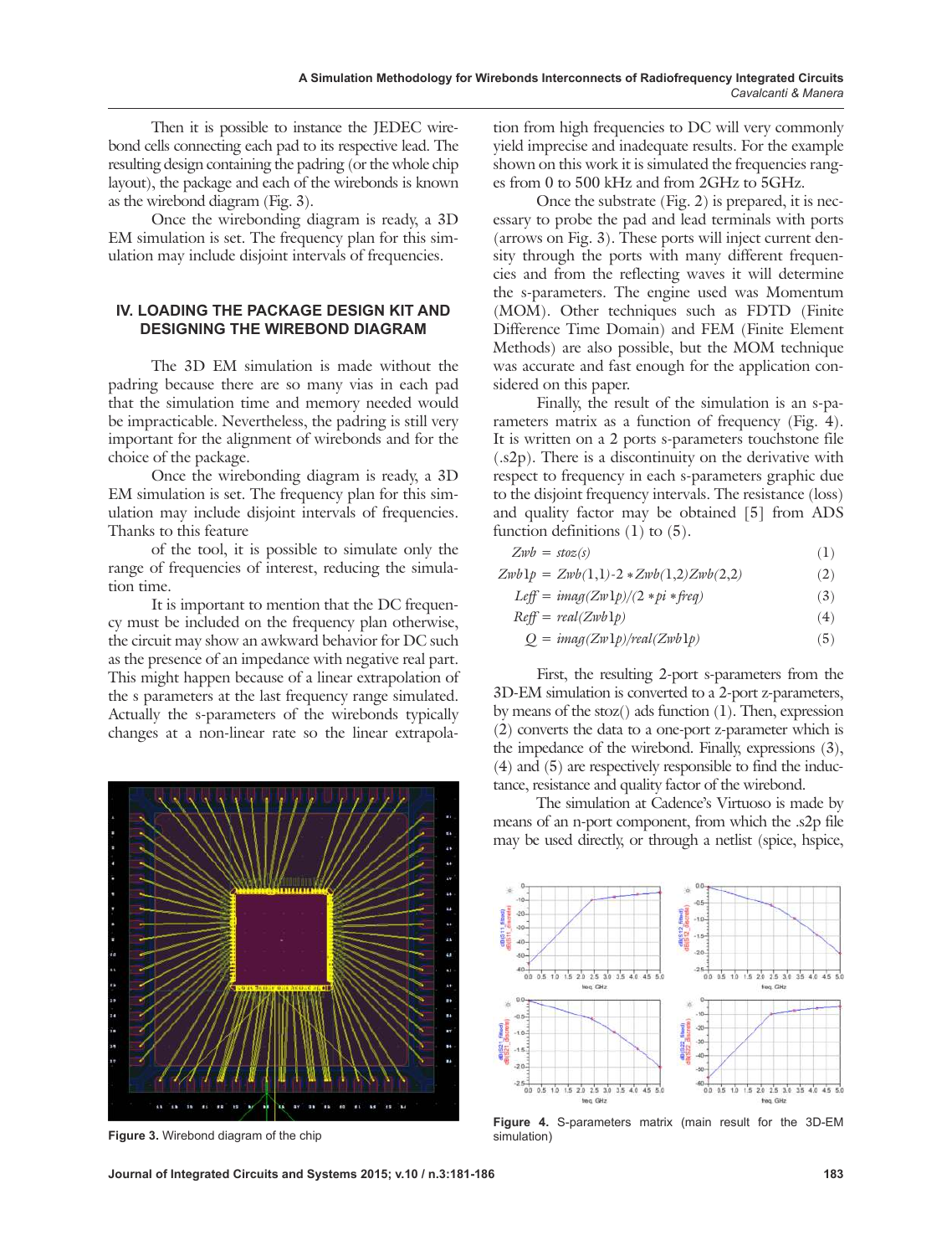Then it is possible to instance the JEDEC wirebond cells connecting each pad to its respective lead. The resulting design containing the padring (or the whole chip layout), the package and each of the wirebonds is known as the wirebond diagram (Fig. 3).

Once the wirebonding diagram is ready, a 3D EM simulation is set. The frequency plan for this simulation may include disjoint intervals of frequencies.

## IV. LOADING THE PACKAGE DESIGN KIT AND DESIGNING THE WIREBOND DIAGRAM

The 3D EM simulation is made without the padring because there are so many vias in each pad that the simulation time and memory needed would be impracticable. Nevertheless, the padring is still very important for the alignment of wirebonds and for the choice of the package.

Once the wirebonding diagram is ready, a 3D EM simulation is set. The frequency plan for this simulation may include disjoint intervals of frequencies. Thanks to this feature

of the tool, it is possible to simulate only the range of frequencies of interest, reducing the simulation time.

It is important to mention that the DC frequency must be included on the frequency plan otherwise, the circuit may show an awkward behavior for DC such as the presence of an impedance with negative real part. This might happen because of a linear extrapolation of the s parameters at the last frequency range simulated. Actually the s-parameters of the wirebonds typically changes at a non-linear rate so the linear extrapolation from high frequencies to DC will very commonly yield imprecise and inadequate results. For the example shown on this work it is simulated the frequencies ranges from 0 to 500 kHz and from 2GHz to 5GHz.

**Figure 3.** Wirebond diagram of the chip

Once the substrate (Fig. 2) is prepared, it is necessary to probe the pad and lead terminals with ports (arrows on Fig. 3). These ports will inject current density through the ports with many different frequencies and from the reflecting waves it will determine the s-parameters. The engine used was Momentum (MOM). Other techniques such as FDTD (Finite Difference Time Domain) and FEM (Finite Element Methods) are also possible, but the MOM technique was accurate and fast enough for the application considered on this paper.

Finally, the result of the simulation is an s-parameters matrix as a function of frequency (Fig. 4). It is written on a 2 ports s-parameters touchstone file (.s2p). There is a discontinuity on the derivative with respect to frequency in each s-parameters graphic due to the disjoint frequency intervals. The resistance (loss) and quality factor may be obtained [5] from ADS function definitions (1) to (5).

$$Zwb = stoz(s) \tag{1}$$

$$Zwb1p = Zwb(1,1)\text{-}2 * Zwb(1,2)Zwb(2,2) \tag{2}$$

$$Leff = imag(Zw1p)/(2 * pi * freq) \tag{3}$$

$$Reff = real(Zwb1p) \tag{4}$$

$$Q = imag(Zw1p)/real(Zwb1p) \tag{5}$$

First, the resulting 2-port s-parameters from the 3D-EM simulation is converted to a 2-port z-parameters, by means of the stoz() ads function (1). Then, expression (2) converts the data to a one-port z-parameter which is the impedance of the wirebond. Finally, expressions (3), (4) and (5) are respectively responsible to find the inductance, resistance and quality factor of the wirebond.

The simulation at Cadence's Virtuoso is made by means of an n-port component, from which the .s2p file may be used directly, or through a netlist (spice, hspice,

**Figure 4.** S-parameters matrix (main result for the 3D-EM simulation)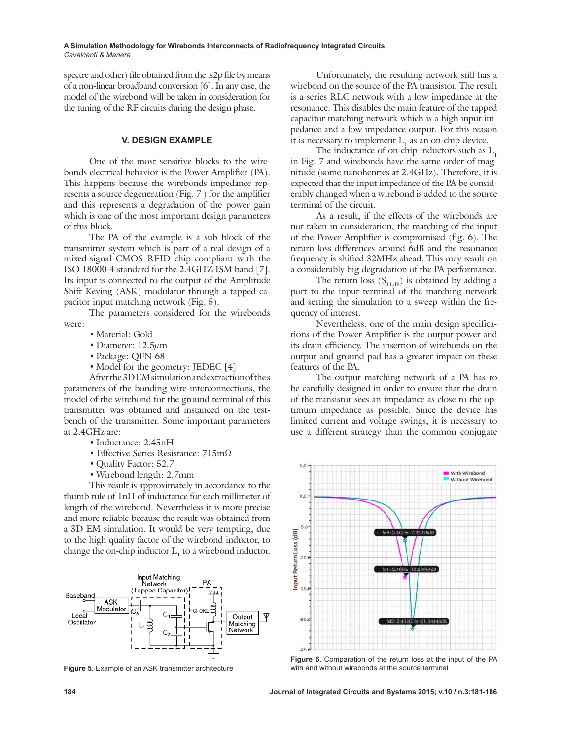spectre and other) file obtained from the .s2p file by means of a non-linear broadband conversion [6]. In any case, the model of the wirebond will be taken in consideration for the tuning of the RF circuits during the design phase.

## V. DESIGN EXAMPLE

One of the most sensitive blocks to the wirebonds electrical behavior is the Power Amplifier (PA). This happens because the wirebonds represents a source degeneration (Fig. 7 ) for the amplifier and this represents a degradation of the power gain which is one of the most important design parameters of this block.

The PA of the example is a sub block of the transmitter system which is part of a real design of a mixed-signal CMOS RFID chip compliant with the ISO 18000-4 standard for the 2.4GHZ ISM band [7]. Its input is connected to the output of the Amplitude Shift Keying (ASK) modulator through a tapped capacitor input matching network (Fig. 5).

The parameters considered for the wirebonds were:

- Material: Gold
- Diameter: 12.5$\mu$m
- Package: QFN-68
- Model for the geometry: JEDEC [4]

After the 3D EM simulation and extraction of the s parameters of the bonding wire interconnections, the model of the wirebond for the ground terminal of this transmitter was obtained and instanced on the test-bench of the transmitter. Some important parameters at 2.4GHz are:

- Inductance: 2.45nH
- Effective Series Resistance: 715m$\Omega$
- Quality Factor: 52.7
- Wirebond length: 2.7mm

This result is approximately in accordance to the thumb rule of 1nH of inductance for each millimeter of length of the wirebond. Nevertheless it is more precise and more reliable because the result was obtained from a 3D EM simulation. It would be very tempting, due to the high quality factor of the wirebond inductor, to change the on-chip inductor $L_1$ to a wirebond inductor.

**Figure 5.** Example of an ASK transmitter architecture

Unfortunately, the resulting network still has a wirebond on the source of the PA transistor. The result is a series RLC network with a low impedance at the resonance. This disables the main feature of the tapped capacitor matching network which is a high input impedance and a low impedance output. For this reason it is necessary to implement $L_1$ as an on-chip device.

The inductance of on-chip inductors such as $L_1$ in Fig. 7 and wirebonds have the same order of magnitude (some nanohenries at 2.4GHz). Therefore, it is expected that the input impedance of the PA be considerably changed when a wirebond is added to the source terminal of the circuit.

As a result, if the effects of the wirebonds are not taken in consideration, the matching of the input of the Power Amplifier is compromised (fig. 6). The return loss differences around 6dB and the resonance frequency is shifted 32MHz ahead. This may result on a considerably big degradation of the PA performance.

The return loss ($S_{11,dB}$) is obtained by adding a port to the input terminal of the matching network and setting the simulation to a sweep within the frequency of interest.

Nevertheless, one of the main design specifications of the Power Amplifier is the output power and its drain efficiency. The insertion of wirebonds on the output and ground pad has a greater impact on these features of the PA.

The output matching network of a PA has to be carefully designed in order to ensure that the drain of the transistor sees an impedance as close to the optimum impedance as possible. Since the device has limited current and voltage swings, it is necessary to use a different strategy than the common conjugate

**Figure 6.** Comparation of the return loss at the input of the PA with and without wirebonds at the source terminal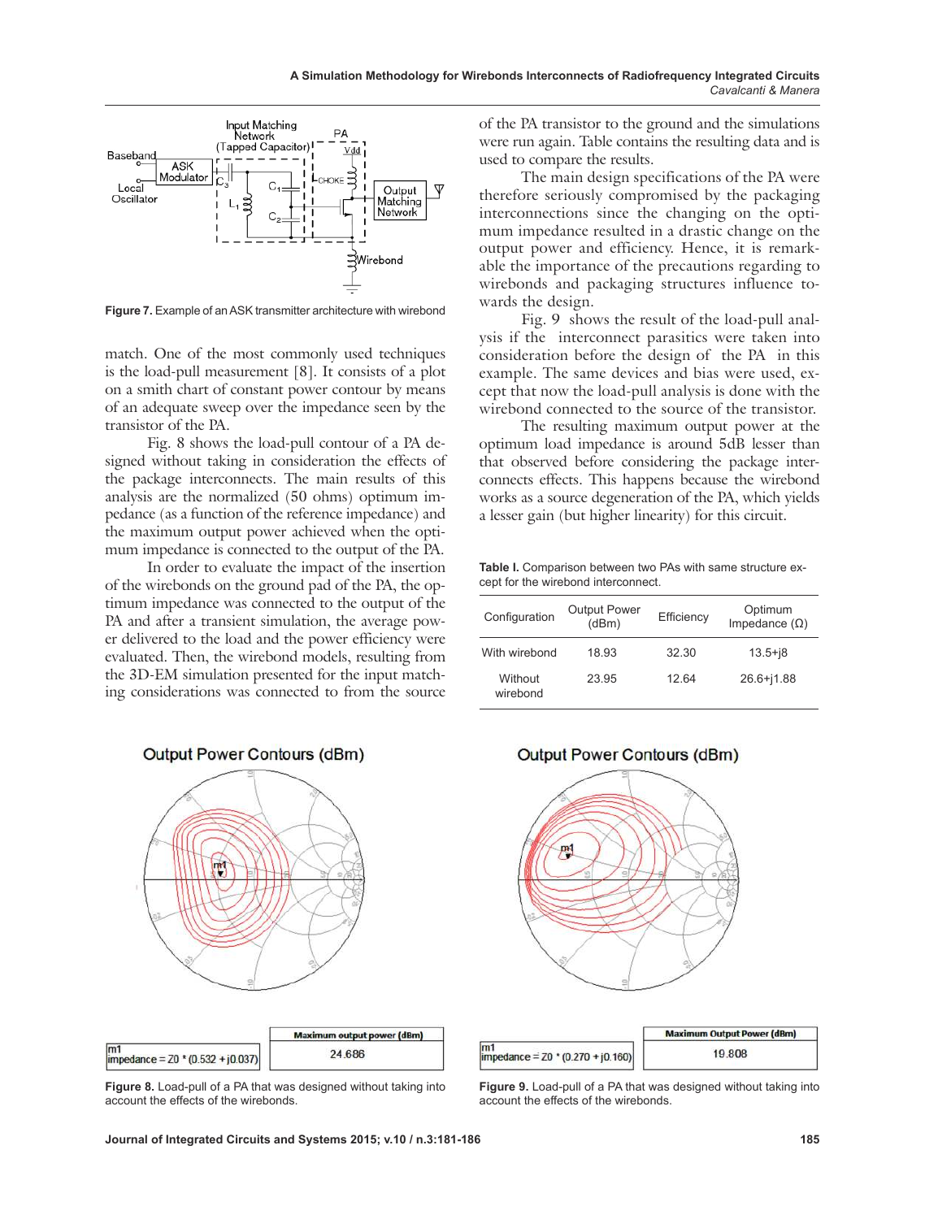Figure 7. Example of an ASK transmitter architecture with wirebond

match. One of the most commonly used techniques is the load-pull measurement [8]. It consists of a plot on a smith chart of constant power contour by means of an adequate sweep over the impedance seen by the transistor of the PA.

Fig. 8 shows the load-pull contour of a PA designed without taking in consideration the effects of the package interconnects. The main results of this analysis are the normalized (50 ohms) optimum impedance (as a function of the reference impedance) and the maximum output power achieved when the optimum impedance is connected to the output of the PA.

In order to evaluate the impact of the insertion of the wirebonds on the ground pad of the PA, the optimum impedance was connected to the output of the PA and after a transient simulation, the average power delivered to the load and the power efficiency were evaluated. Then, the wirebond models, resulting from the 3D-EM simulation presented for the input matching considerations was connected to from the source of the PA transistor to the ground and the simulations were run again. Table contains the resulting data and is used to compare the results.

The main design specifications of the PA were therefore seriously compromised by the packaging interconnections since the changing on the optimum impedance resulted in a drastic change on the output power and efficiency. Hence, it is remarkable the importance of the precautions regarding to wirebonds and packaging structures influence towards the design.

Fig. 9 shows the result of the load-pull analysis if the interconnect parasitics were taken into consideration before the design of the PA in this example. The same devices and bias were used, except that now the load-pull analysis is done with the wirebond connected to the source of the transistor.

The resulting maximum output power at the optimum load impedance is around 5dB lesser than that observed before considering the package interconnects effects. This happens because the wirebond works as a source degeneration of the PA, which yields a lesser gain (but higher linearity) for this circuit.

**Table I.** Comparison between two PAs with same structure except for the wirebond interconnect.

| Configuration | Output Power (dBm) | Efficiency | Optimum Impedance (Ω) |
|---|---|---|---|
| With wirebond | 18.93 | 32.30 | 13.5+j8 |
| Without wirebond | 23.95 | 12.64 | 26.6+j1.88 |

**Figure 8.** Load-pull of a PA that was designed without taking into account the effects of the wirebonds.

**Figure 9.** Load-pull of a PA that was designed without taking into account the effects of the wirebonds.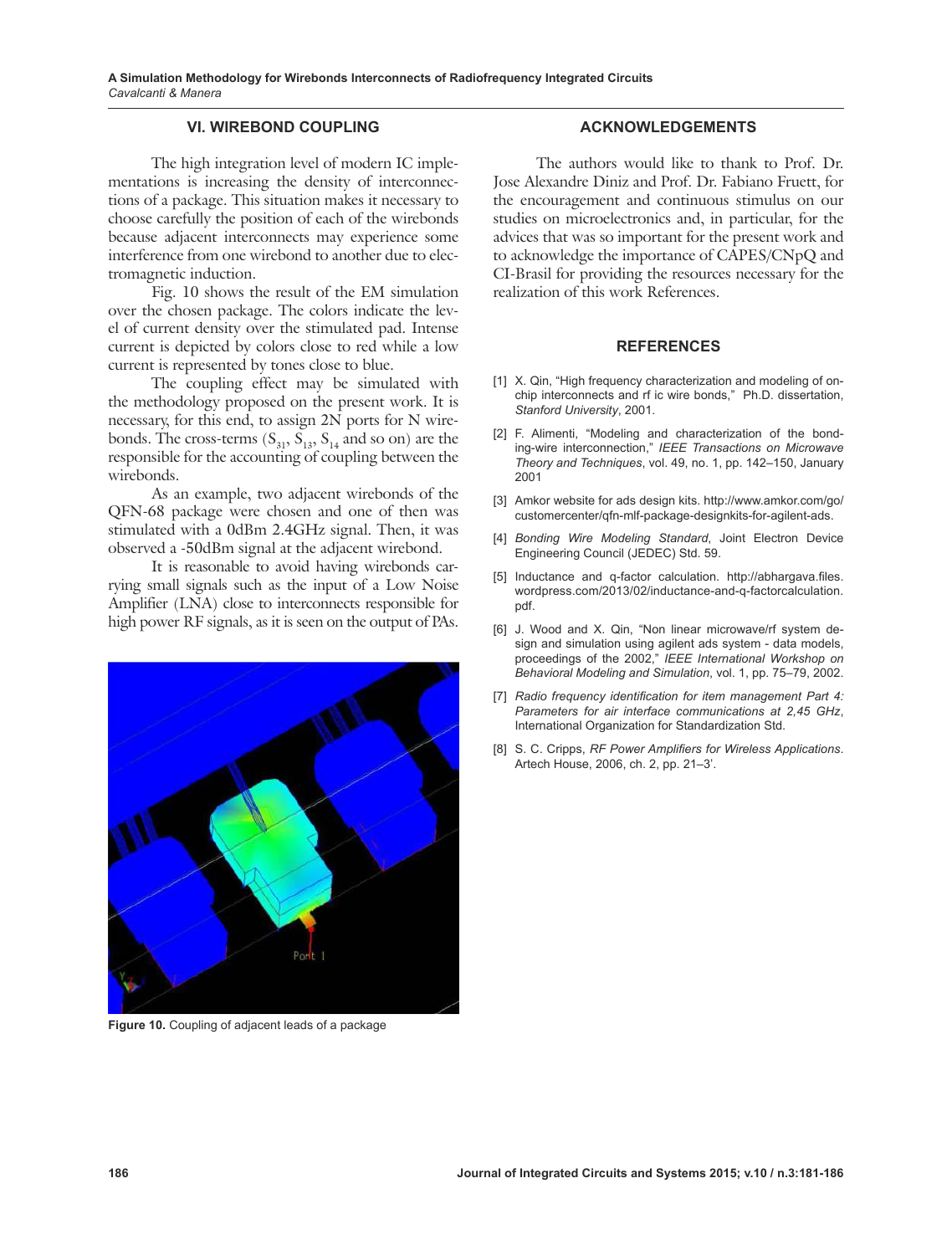## VI. WIREBOND COUPLING

The high integration level of modern IC implementations is increasing the density of interconnections of a package. This situation makes it necessary to choose carefully the position of each of the wirebonds because adjacent interconnects may experience some interference from one wirebond to another due to electromagnetic induction.

Fig. 10 shows the result of the EM simulation over the chosen package. The colors indicate the level of current density over the stimulated pad. Intense current is depicted by colors close to red while a low current is represented by tones close to blue.

The coupling effect may be simulated with the methodology proposed on the present work. It is necessary, for this end, to assign 2N ports for N wirebonds. The cross-terms ($S_{31}$, $S_{13}$, $S_{14}$ and so on) are the responsible for the accounting of coupling between the wirebonds.

As an example, two adjacent wirebonds of the QFN-68 package were chosen and one of then was stimulated with a 0dBm 2.4GHz signal. Then, it was observed a -50dBm signal at the adjacent wirebond.

It is reasonable to avoid having wirebonds carrying small signals such as the input of a Low Noise Amplifier (LNA) close to interconnects responsible for high power RF signals, as it is seen on the output of PAs.

Port 1

**Figure 10.** Coupling of adjacent leads of a package

## ACKNOWLEDGEMENTS

The authors would like to thank to Prof. Dr. Jose Alexandre Diniz and Prof. Dr. Fabiano Fruett, for the encouragement and continuous stimulus on our studies on microelectronics and, in particular, for the advices that was so important for the present work and to acknowledge the importance of CAPES/CNpQ and CI-Brasil for providing the resources necessary for the realization of this work References.

## REFERENCES

[1] X. Qin, "High frequency characterization and modeling of on-chip interconnects and rf ic wire bonds," Ph.D. dissertation, *Stanford University*, 2001.

[2] F. Alimenti, "Modeling and characterization of the bonding-wire interconnection," *IEEE Transactions on Microwave Theory and Techniques*, vol. 49, no. 1, pp. 142–150, January 2001

[3] Amkor website for ads design kits. http://www.amkor.com/go/customercenter/qfn-mlf-package-designkits-for-agilent-ads.

[4] *Bonding Wire Modeling Standard*, Joint Electron Device Engineering Council (JEDEC) Std. 59.

[5] Inductance and q-factor calculation. http://abhargava.files.wordpress.com/2013/02/inductance-and-q-factorcalculation.pdf.

[6] J. Wood and X. Qin, "Non linear microwave/rf system design and simulation using agilent ads system - data models, proceedings of the 2002," *IEEE International Workshop on Behavioral Modeling and Simulation*, vol. 1, pp. 75–79, 2002.

[7] *Radio frequency identification for item management Part 4: Parameters for air interface communications at 2,45 GHz*, International Organization for Standardization Std.

[8] S. C. Cripps, *RF Power Amplifiers for Wireless Applications*. Artech House, 2006, ch. 2, pp. 21–3'.